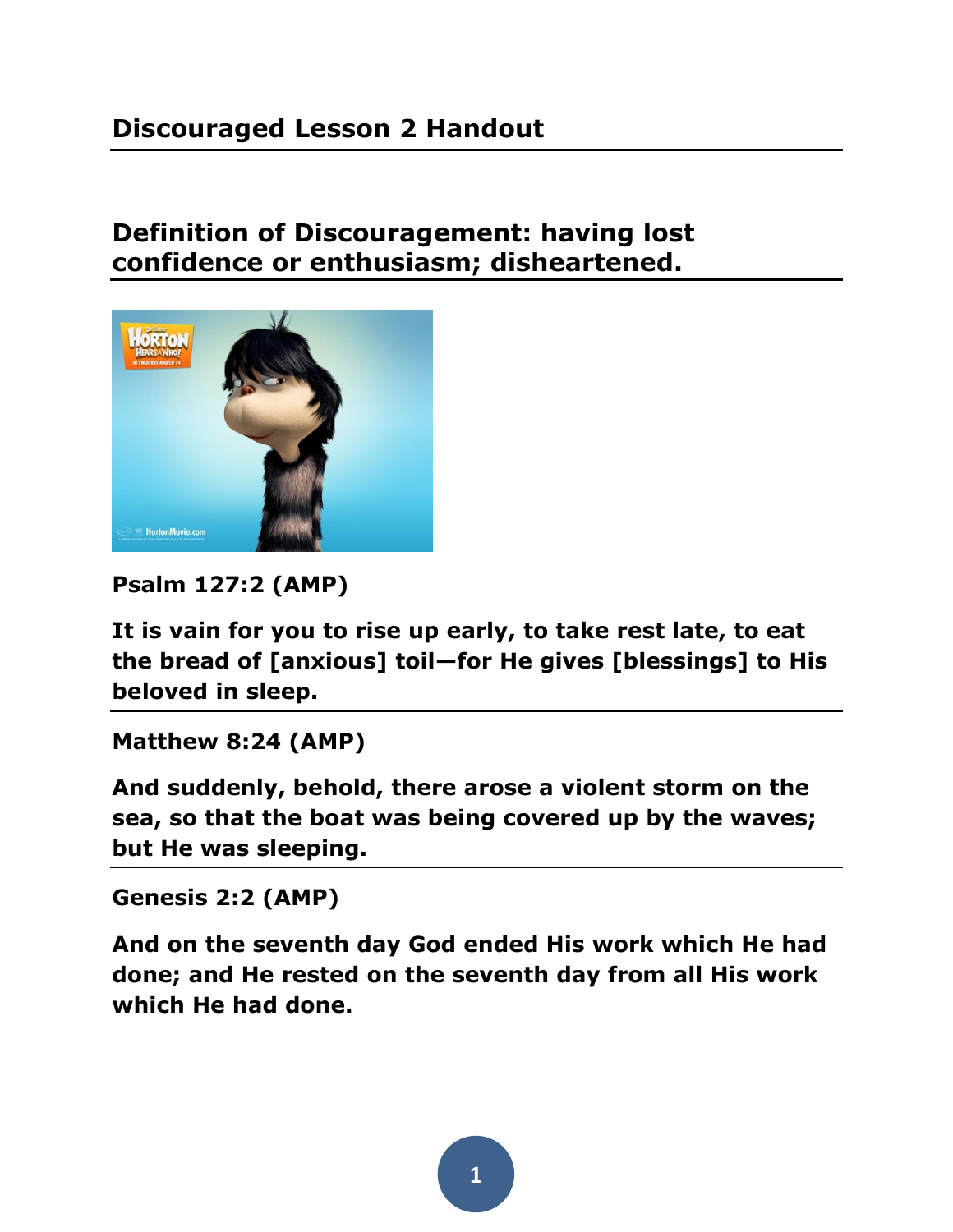## Discouraged Lesson 2 Handout

## Definition of Discouragement: having lost confidence or enthusiasm; disheartened.

**Psalm 127:2 (AMP)**

**It is vain for you to rise up early, to take rest late, to eat the bread of [anxious] toil—for He gives [blessings] to His beloved in sleep.**

**Matthew 8:24 (AMP)**

**And suddenly, behold, there arose a violent storm on the sea, so that the boat was being covered up by the waves; but He was sleeping.**

**Genesis 2:2 (AMP)**

**And on the seventh day God ended His work which He had done; and He rested on the seventh day from all His work which He had done.**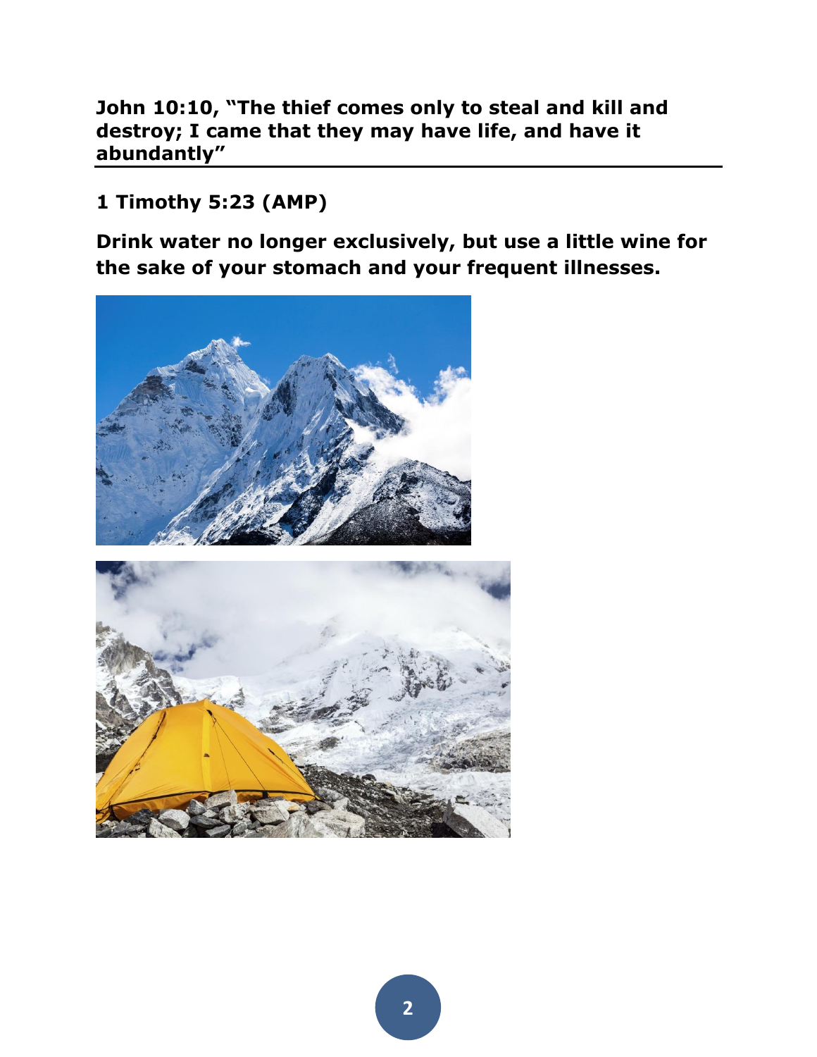**John 10:10, "The thief comes only to steal and kill and destroy; I came that they may have life, and have it abundantly"**

---

**1 Timothy 5:23 (AMP)**

**Drink water no longer exclusively, but use a little wine for the sake of your stomach and your frequent illnesses.**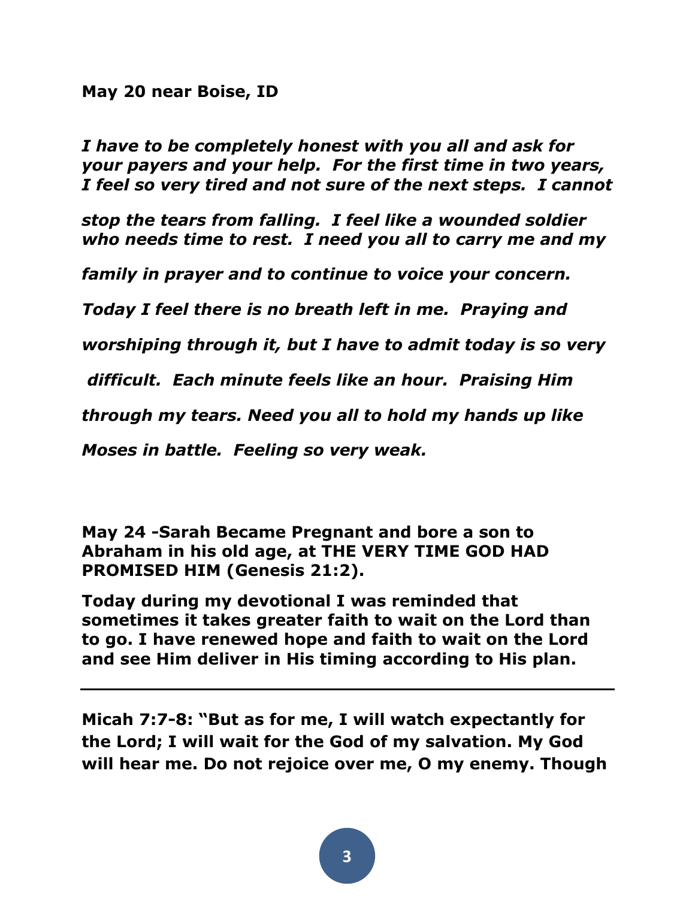**May 20 near Boise, ID**

***I have to be completely honest with you all and ask for your payers and your help. For the first time in two years, I feel so very tired and not sure of the next steps. I cannot stop the tears from falling. I feel like a wounded soldier who needs time to rest. I need you all to carry me and my family in prayer and to continue to voice your concern. Today I feel there is no breath left in me. Praying and worshiping through it, but I have to admit today is so very difficult. Each minute feels like an hour. Praising Him through my tears. Need you all to hold my hands up like Moses in battle. Feeling so very weak.***

**May 24 -Sarah Became Pregnant and bore a son to Abraham in his old age, at THE VERY TIME GOD HAD PROMISED HIM (Genesis 21:2).**

**Today during my devotional I was reminded that sometimes it takes greater faith to wait on the Lord than to go. I have renewed hope and faith to wait on the Lord and see Him deliver in His timing according to His plan.**

---

**Micah 7:7-8: "But as for me, I will watch expectantly for the Lord; I will wait for the God of my salvation. My God will hear me. Do not rejoice over me, O my enemy. Though**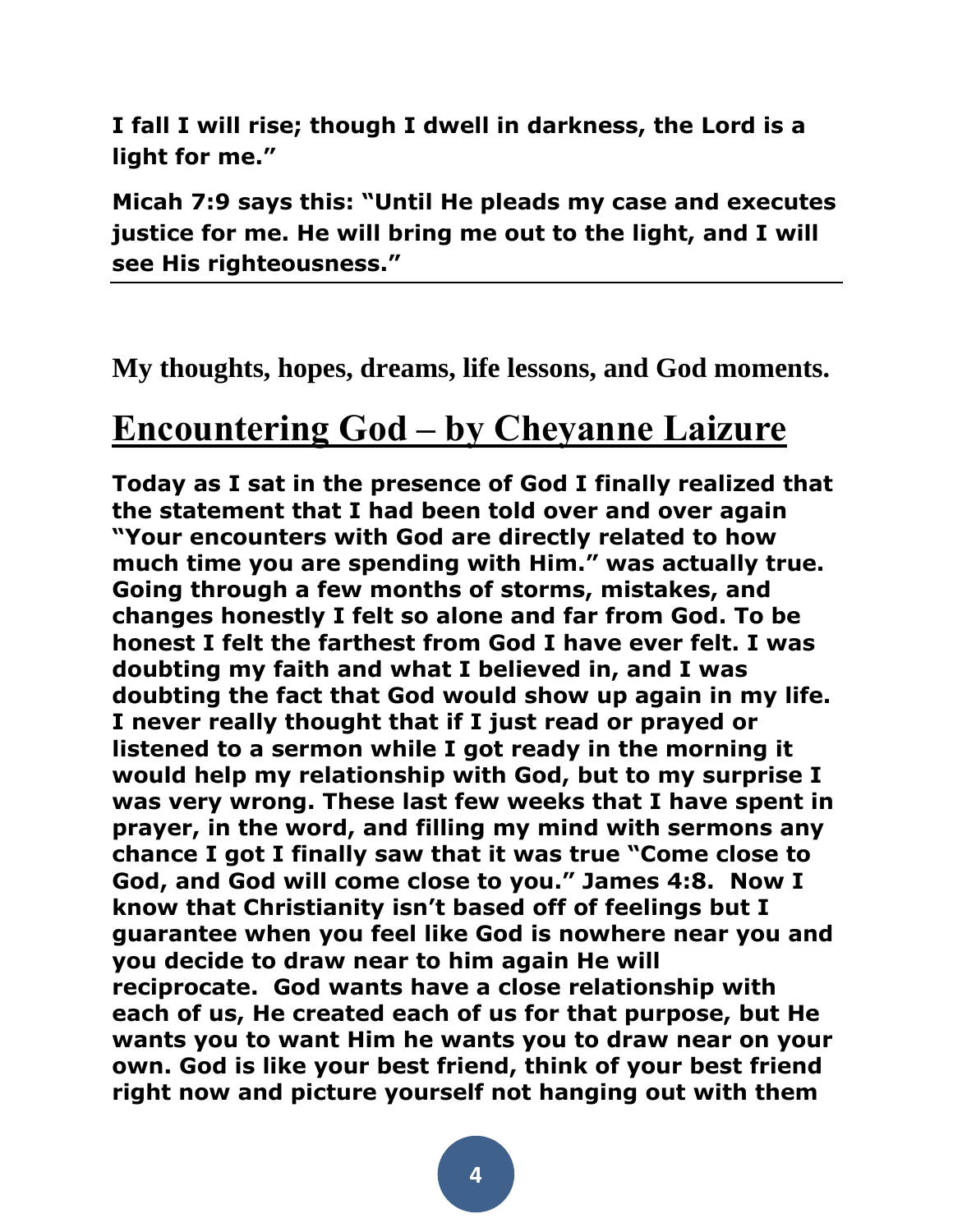**I fall I will rise; though I dwell in darkness, the Lord is a light for me."**

**Micah 7:9 says this: "Until He pleads my case and executes justice for me. He will bring me out to the light, and I will see His righteousness."**

---

**My thoughts, hopes, dreams, life lessons, and God moments.**

# Encountering God – by Cheyanne Laizure

**Today as I sat in the presence of God I finally realized that the statement that I had been told over and over again "Your encounters with God are directly related to how much time you are spending with Him." was actually true. Going through a few months of storms, mistakes, and changes honestly I felt so alone and far from God. To be honest I felt the farthest from God I have ever felt. I was doubting my faith and what I believed in, and I was doubting the fact that God would show up again in my life. I never really thought that if I just read or prayed or listened to a sermon while I got ready in the morning it would help my relationship with God, but to my surprise I was very wrong. These last few weeks that I have spent in prayer, in the word, and filling my mind with sermons any chance I got I finally saw that it was true "Come close to God, and God will come close to you." James 4:8. Now I know that Christianity isn't based off of feelings but I guarantee when you feel like God is nowhere near you and you decide to draw near to him again He will reciprocate. God wants have a close relationship with each of us, He created each of us for that purpose, but He wants you to want Him he wants you to draw near on your own. God is like your best friend, think of your best friend right now and picture yourself not hanging out with them**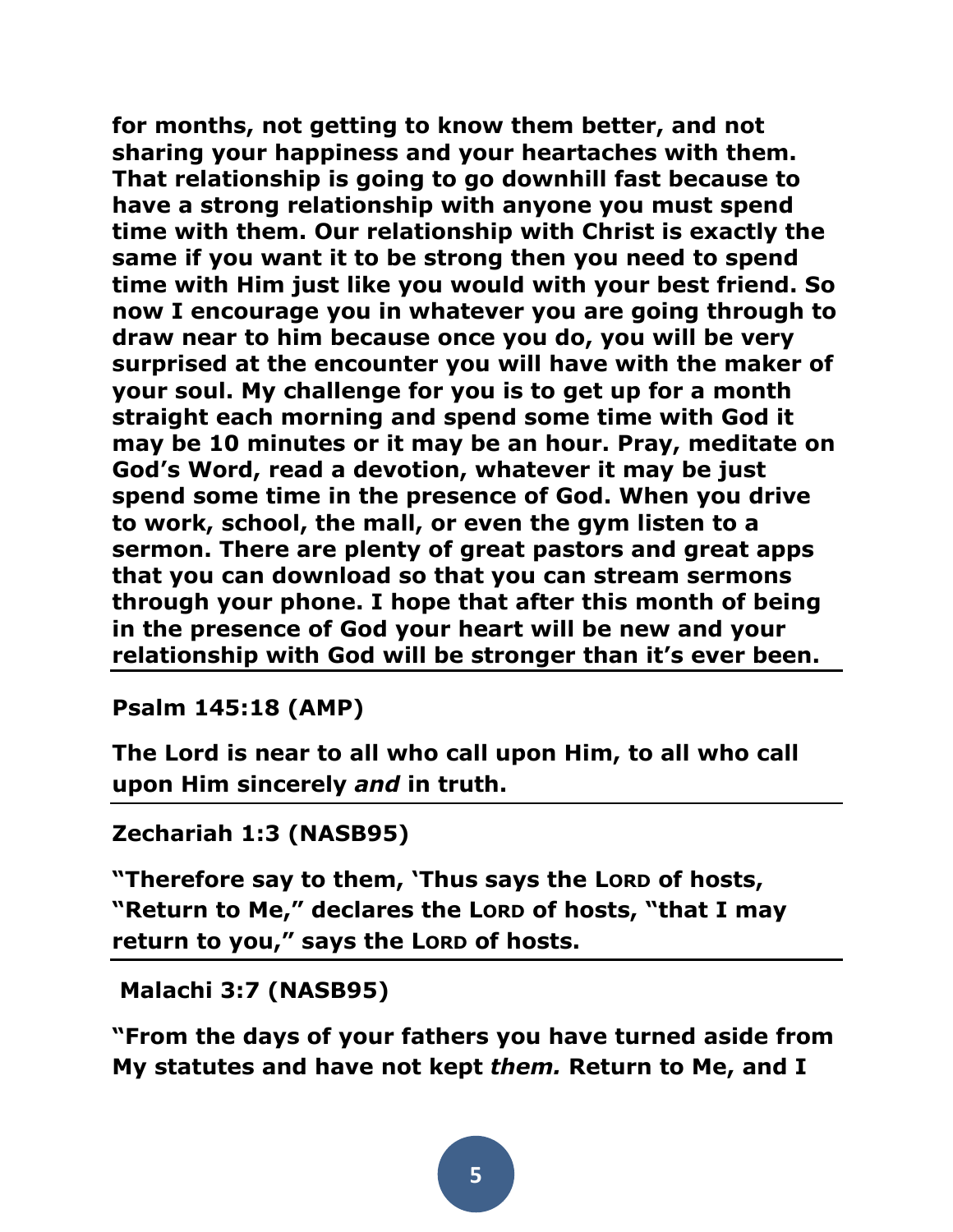**for months, not getting to know them better, and not sharing your happiness and your heartaches with them. That relationship is going to go downhill fast because to have a strong relationship with anyone you must spend time with them. Our relationship with Christ is exactly the same if you want it to be strong then you need to spend time with Him just like you would with your best friend. So now I encourage you in whatever you are going through to draw near to him because once you do, you will be very surprised at the encounter you will have with the maker of your soul. My challenge for you is to get up for a month straight each morning and spend some time with God it may be 10 minutes or it may be an hour. Pray, meditate on God's Word, read a devotion, whatever it may be just spend some time in the presence of God. When you drive to work, school, the mall, or even the gym listen to a sermon. There are plenty of great pastors and great apps that you can download so that you can stream sermons through your phone. I hope that after this month of being in the presence of God your heart will be new and your relationship with God will be stronger than it's ever been.**

---

**Psalm 145:18 (AMP)**

**The Lord is near to all who call upon Him, to all who call upon Him sincerely *and* in truth.**

---

**Zechariah 1:3 (NASB95)**

**"Therefore say to them, 'Thus says the LORD of hosts, "Return to Me," declares the LORD of hosts, "that I may return to you," says the LORD of hosts.**

---

**Malachi 3:7 (NASB95)**

**"From the days of your fathers you have turned aside from My statutes and have not kept *them.* Return to Me, and I**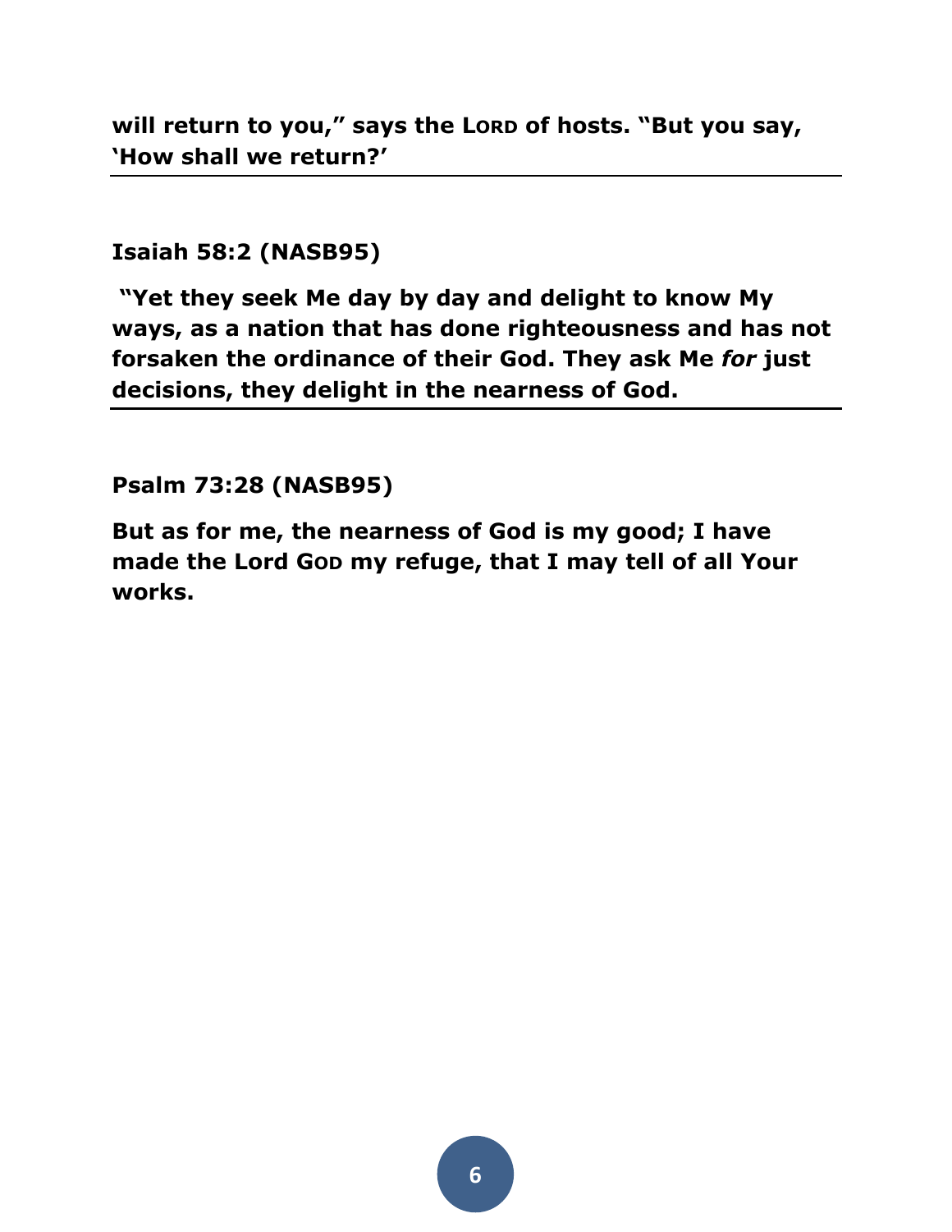**will return to you," says the LORD of hosts. "But you say, 'How shall we return?'**

---

**Isaiah 58:2 (NASB95)**

**"Yet they seek Me day by day and delight to know My ways, as a nation that has done righteousness and has not forsaken the ordinance of their God. They ask Me *for* just decisions, they delight in the nearness of God.**

---

**Psalm 73:28 (NASB95)**

**But as for me, the nearness of God is my good; I have made the Lord GOD my refuge, that I may tell of all Your works.**